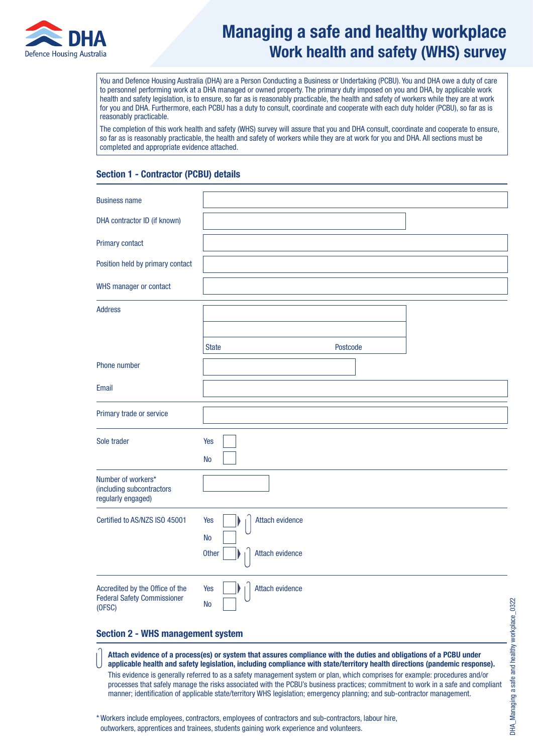DHA
Defence Housing Australia

# Managing a safe and healthy workplace
## Work health and safety (WHS) survey

You and Defence Housing Australia (DHA) are a Person Conducting a Business or Undertaking (PCBU). You and DHA owe a duty of care to personnel performing work at a DHA managed or owned property. The primary duty imposed on you and DHA, by applicable work health and safety legislation, is to ensure, so far as is reasonably practicable, the health and safety of workers while they are at work for you and DHA. Furthermore, each PCBU has a duty to consult, coordinate and cooperate with each duty holder (PCBU), so far as is reasonably practicable.

The completion of this work health and safety (WHS) survey will assure that you and DHA consult, coordinate and cooperate to ensure, so far as is reasonably practicable, the health and safety of workers while they are at work for you and DHA. All sections must be completed and appropriate evidence attached.

### Section 1 - Contractor (PCBU) details

| | |
|---|---|
| Business name | |
| DHA contractor ID (if known) | |
| Primary contact | |
| Position held by primary contact | |
| WHS manager or contact | |
| Address | <br><br>State Postcode |
| Phone number | |
| Email | |
| Primary trade or service | |
| Sole trader | Yes ☐<br>No ☐ |
| Number of workers* (including subcontractors regularly engaged) | |
| Certified to AS/NZS ISO 45001 | Yes ☐ Attach evidence<br>No ☐<br>Other ☐ Attach evidence |
| Accredited by the Office of the Federal Safety Commissioner (OFSC) | Yes ☐ Attach evidence<br>No ☐ |

### Section 2 - WHS management system

**Attach evidence of a process(es) or system that assures compliance with the duties and obligations of a PCBU under applicable health and safety legislation, including compliance with state/territory health directions (pandemic response).**

This evidence is generally referred to as a safety management system or plan, which comprises for example: procedures and/or processes that safely manage the risks associated with the PCBU's business practices; commitment to work in a safe and compliant manner; identification of applicable state/territory WHS legislation; emergency planning; and sub-contractor management.

* Workers include employees, contractors, employees of contractors and sub-contractors, labour hire, outworkers, apprentices and trainees, students gaining work experience and volunteers.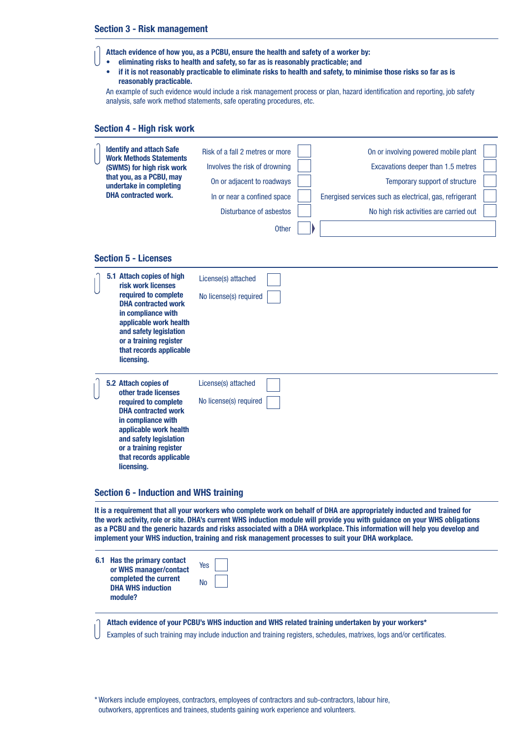## Section 3 - Risk management

**Attach evidence of how you, as a PCBU, ensure the health and safety of a worker by:**

- **eliminating risks to health and safety, so far as is reasonably practicable; and**
- **if it is not reasonably practicable to eliminate risks to health and safety, to minimise those risks so far as is reasonably practicable.**

An example of such evidence would include a risk management process or plan, hazard identification and reporting, job safety analysis, safe work method statements, safe operating procedures, etc.

## Section 4 - High risk work

**Identify and attach Safe Work Methods Statements (SWMS) for high risk work that you, as a PCBU, may undertake in completing DHA contracted work.**

| | | | |
|---|---|---|---|
| Risk of a fall 2 metres or more | ☐ | On or involving powered mobile plant | ☐ |
| Involves the risk of drowning | ☐ | Excavations deeper than 1.5 metres | ☐ |
| On or adjacent to roadways | ☐ | Temporary support of structure | ☐ |
| In or near a confined space | ☐ | Energised services such as electrical, gas, refrigerant | ☐ |
| Disturbance of asbestos | ☐ | No high risk activities are carried out | ☐ |
| Other | ☐ | | |

## Section 5 - Licenses

**5.1 Attach copies of high risk work licenses required to complete DHA contracted work in compliance with applicable work health and safety legislation or a training register that records applicable licensing.**

License(s) attached ☐

No license(s) required ☐

**5.2 Attach copies of other trade licenses required to complete DHA contracted work in compliance with applicable work health and safety legislation or a training register that records applicable licensing.**

License(s) attached ☐

No license(s) required ☐

## Section 6 - Induction and WHS training

**It is a requirement that all your workers who complete work on behalf of DHA are appropriately inducted and trained for the work activity, role or site. DHA's current WHS induction module will provide you with guidance on your WHS obligations as a PCBU and the generic hazards and risks associated with a DHA workplace. This information will help you develop and implement your WHS induction, training and risk management processes to suit your DHA workplace.**

**6.1 Has the primary contact or WHS manager/contact completed the current DHA WHS induction module?**

Yes ☐

No ☐

**Attach evidence of your PCBU's WHS induction and WHS related training undertaken by your workers***

Examples of such training may include induction and training registers, schedules, matrixes, logs and/or certificates.

* Workers include employees, contractors, employees of contractors and sub-contractors, labour hire, outworkers, apprentices and trainees, students gaining work experience and volunteers.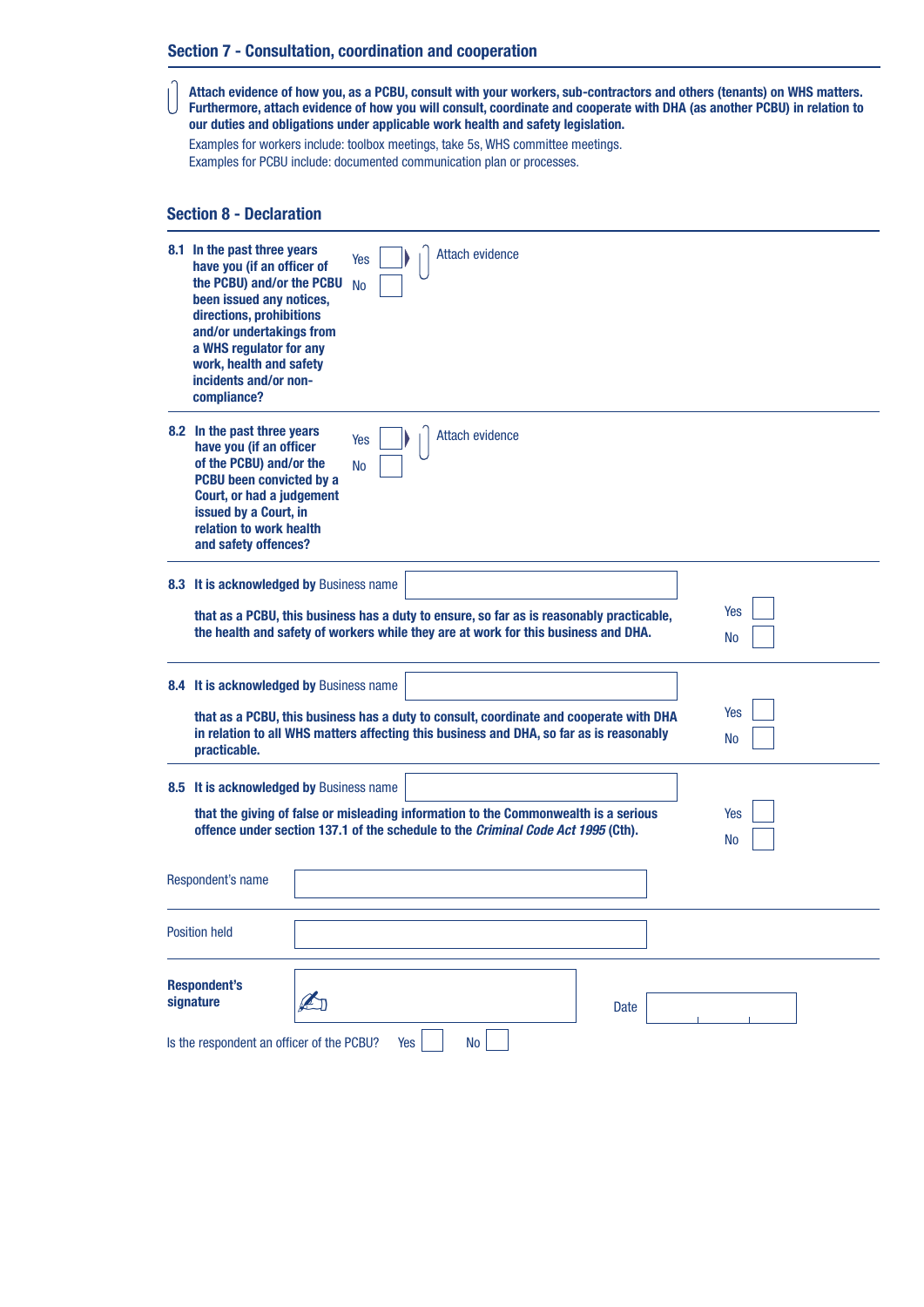## Section 7 - Consultation, coordination and cooperation

**Attach evidence of how you, as a PCBU, consult with your workers, sub-contractors and others (tenants) on WHS matters. Furthermore, attach evidence of how you will consult, coordinate and cooperate with DHA (as another PCBU) in relation to our duties and obligations under applicable work health and safety legislation.**

Examples for workers include: toolbox meetings, take 5s, WHS committee meetings.
Examples for PCBU include: documented communication plan or processes.

## Section 8 - Declaration

**8.1 In the past three years have you (if an officer of the PCBU) and/or the PCBU been issued any notices, directions, prohibitions and/or undertakings from a WHS regulator for any work, health and safety incidents and/or non-compliance?**

Yes ☐ ▶ Attach evidence
No ☐

**8.2 In the past three years have you (if an officer of the PCBU) and/or the PCBU been convicted by a Court, or had a judgement issued by a Court, in relation to work health and safety offences?**

Yes ☐ ▶ Attach evidence
No ☐

**8.3 It is acknowledged by** Business name ____________________

**that as a PCBU, this business has a duty to ensure, so far as is reasonably practicable, the health and safety of workers while they are at work for this business and DHA.**

Yes ☐
No ☐

**8.4 It is acknowledged by** Business name ____________________

**that as a PCBU, this business has a duty to consult, coordinate and cooperate with DHA in relation to all WHS matters affecting this business and DHA, so far as is reasonably practicable.**

Yes ☐
No ☐

**8.5 It is acknowledged by** Business name ____________________

**that the giving of false or misleading information to the Commonwealth is a serious offence under section 137.1 of the schedule to the *Criminal Code Act 1995* (Cth).**

Yes ☐
No ☐

Respondent's name ____________________

Position held ____________________

**Respondent's signature** ____________________ Date ____________________

Is the respondent an officer of the PCBU? Yes ☐ No ☐